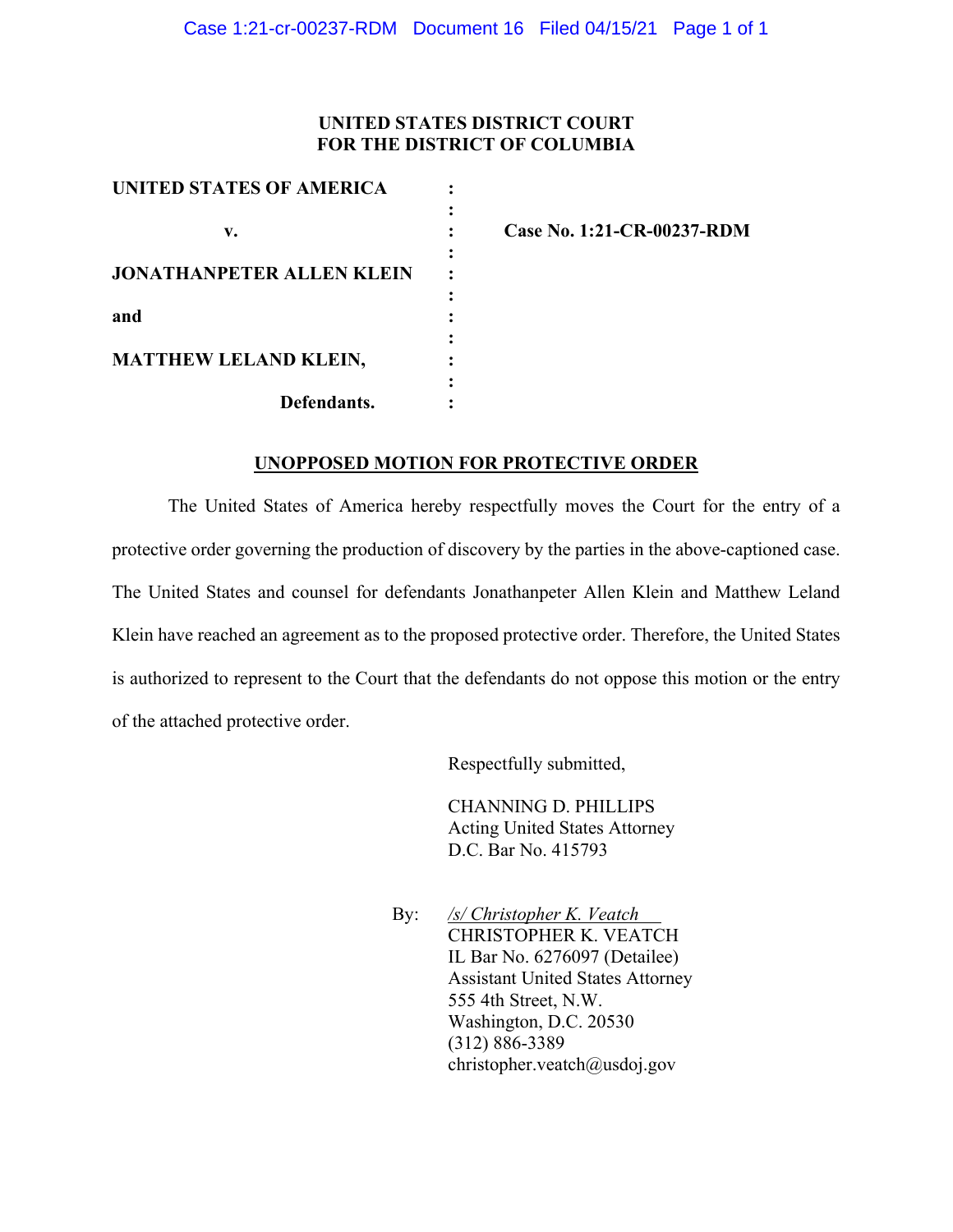**UNITED STATES DISTRICT COURT**
**FOR THE DISTRICT OF COLUMBIA**

| | | |
|---|---|---|
| **UNITED STATES OF AMERICA** | : | |
| | : | |
| **v.** | : | **Case No. 1:21-CR-00237-RDM** |
| | : | |
| **JONATHANPETER ALLEN KLEIN** | : | |
| | : | |
| **and** | : | |
| | : | |
| **MATTHEW LELAND KLEIN,** | : | |
| | : | |
| **Defendants.** | : | |

## UNOPPOSED MOTION FOR PROTECTIVE ORDER

The United States of America hereby respectfully moves the Court for the entry of a protective order governing the production of discovery by the parties in the above-captioned case. The United States and counsel for defendants Jonathanpeter Allen Klein and Matthew Leland Klein have reached an agreement as to the proposed protective order. Therefore, the United States is authorized to represent to the Court that the defendants do not oppose this motion or the entry of the attached protective order.

Respectfully submitted,

CHANNING D. PHILLIPS
Acting United States Attorney
D.C. Bar No. 415793

By: */s/ Christopher K. Veatch*
CHRISTOPHER K. VEATCH
IL Bar No. 6276097 (Detailee)
Assistant United States Attorney
555 4th Street, N.W.
Washington, D.C. 20530
(312) 886-3389
christopher.veatch@usdoj.gov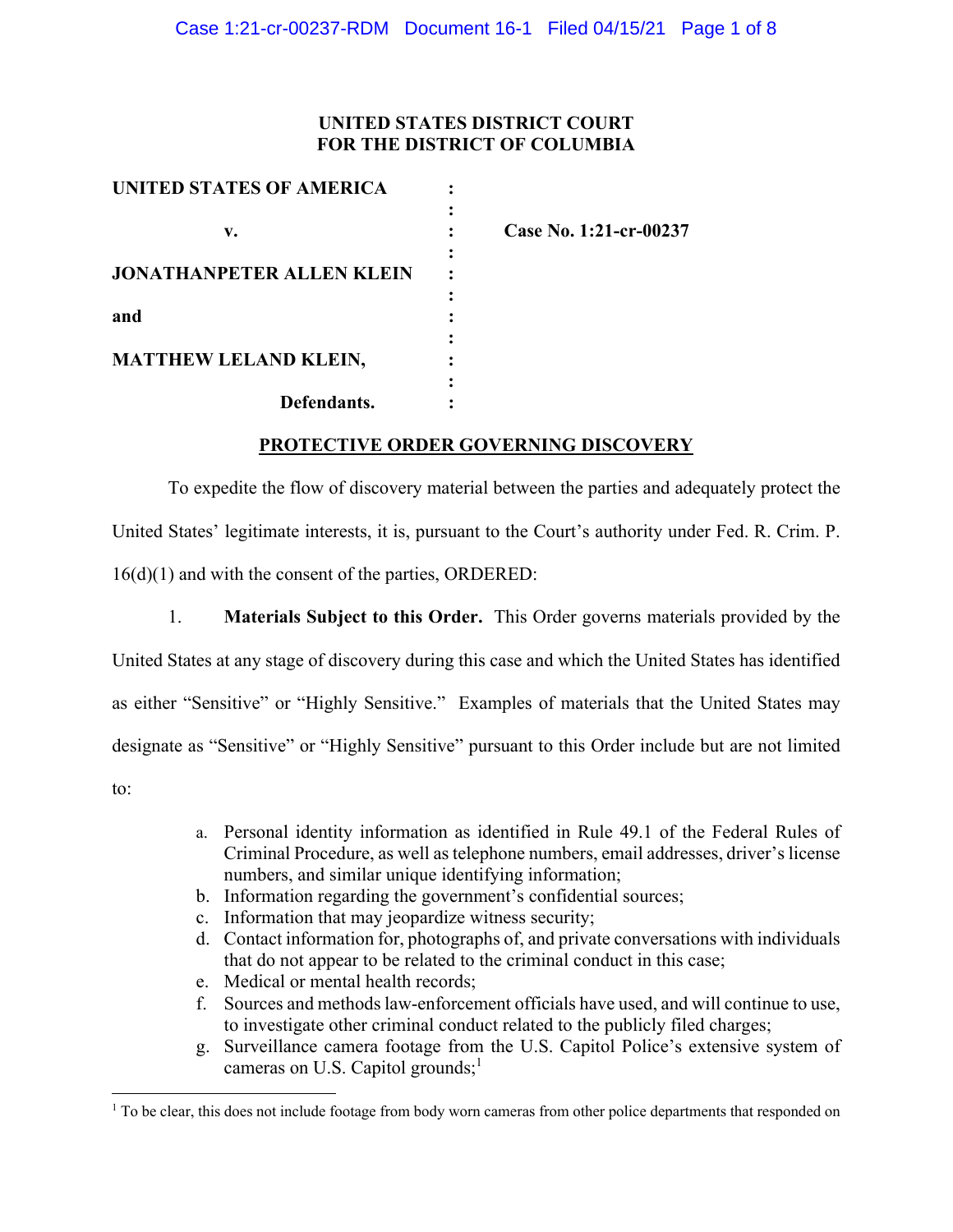# UNITED STATES DISTRICT COURT
# FOR THE DISTRICT OF COLUMBIA

| | | |
|---|---|---|
| **UNITED STATES OF AMERICA** | : | |
| | : | |
| **v.** | : | **Case No. 1:21-cr-00237** |
| | : | |
| **JONATHANPETER ALLEN KLEIN** | : | |
| | : | |
| **and** | : | |
| | : | |
| **MATTHEW LELAND KLEIN,** | : | |
| | : | |
| **Defendants.** | : | |

## PROTECTIVE ORDER GOVERNING DISCOVERY

To expedite the flow of discovery material between the parties and adequately protect the United States' legitimate interests, it is, pursuant to the Court's authority under Fed. R. Crim. P. 16(d)(1) and with the consent of the parties, ORDERED:

1. **Materials Subject to this Order.** This Order governs materials provided by the United States at any stage of discovery during this case and which the United States has identified as either "Sensitive" or "Highly Sensitive." Examples of materials that the United States may designate as "Sensitive" or "Highly Sensitive" pursuant to this Order include but are not limited to:

   a. Personal identity information as identified in Rule 49.1 of the Federal Rules of Criminal Procedure, as well as telephone numbers, email addresses, driver's license numbers, and similar unique identifying information;
   b. Information regarding the government's confidential sources;
   c. Information that may jeopardize witness security;
   d. Contact information for, photographs of, and private conversations with individuals that do not appear to be related to the criminal conduct in this case;
   e. Medical or mental health records;
   f. Sources and methods law-enforcement officials have used, and will continue to use, to investigate other criminal conduct related to the publicly filed charges;
   g. Surveillance camera footage from the U.S. Capitol Police's extensive system of cameras on U.S. Capitol grounds;[1]

[1] To be clear, this does not include footage from body worn cameras from other police departments that responded on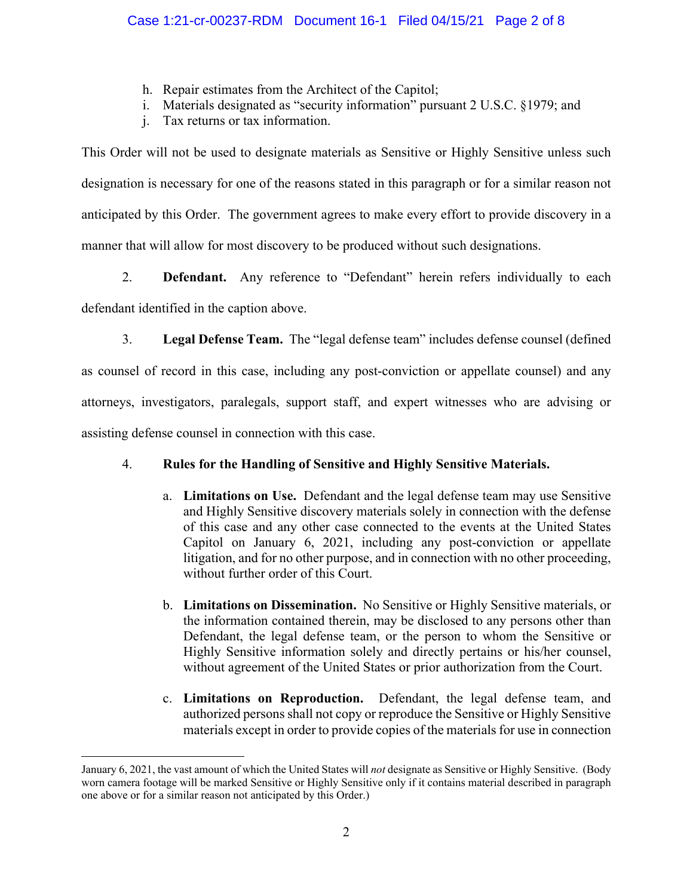h. Repair estimates from the Architect of the Capitol;
i. Materials designated as "security information" pursuant 2 U.S.C. §1979; and
j. Tax returns or tax information.

This Order will not be used to designate materials as Sensitive or Highly Sensitive unless such designation is necessary for one of the reasons stated in this paragraph or for a similar reason not anticipated by this Order. The government agrees to make every effort to provide discovery in a manner that will allow for most discovery to be produced without such designations.

2. **Defendant.** Any reference to "Defendant" herein refers individually to each defendant identified in the caption above.

3. **Legal Defense Team.** The "legal defense team" includes defense counsel (defined as counsel of record in this case, including any post-conviction or appellate counsel) and any attorneys, investigators, paralegals, support staff, and expert witnesses who are advising or assisting defense counsel in connection with this case.

4. **Rules for the Handling of Sensitive and Highly Sensitive Materials.**

   a. **Limitations on Use.** Defendant and the legal defense team may use Sensitive and Highly Sensitive discovery materials solely in connection with the defense of this case and any other case connected to the events at the United States Capitol on January 6, 2021, including any post-conviction or appellate litigation, and for no other purpose, and in connection with no other proceeding, without further order of this Court.

   b. **Limitations on Dissemination.** No Sensitive or Highly Sensitive materials, or the information contained therein, may be disclosed to any persons other than Defendant, the legal defense team, or the person to whom the Sensitive or Highly Sensitive information solely and directly pertains or his/her counsel, without agreement of the United States or prior authorization from the Court.

   c. **Limitations on Reproduction.** Defendant, the legal defense team, and authorized persons shall not copy or reproduce the Sensitive or Highly Sensitive materials except in order to provide copies of the materials for use in connection

January 6, 2021, the vast amount of which the United States will *not* designate as Sensitive or Highly Sensitive. (Body worn camera footage will be marked Sensitive or Highly Sensitive only if it contains material described in paragraph one above or for a similar reason not anticipated by this Order.)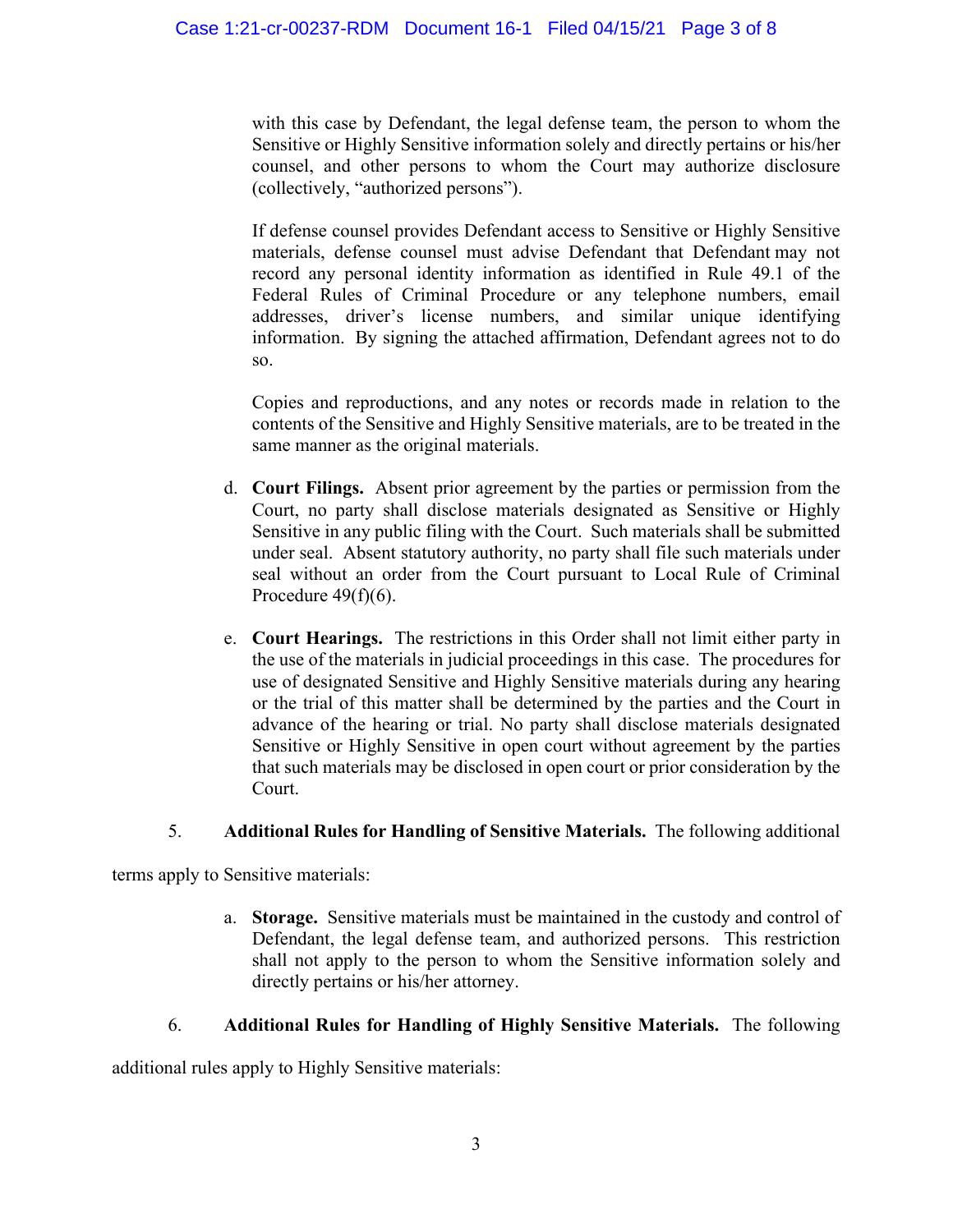with this case by Defendant, the legal defense team, the person to whom the Sensitive or Highly Sensitive information solely and directly pertains or his/her counsel, and other persons to whom the Court may authorize disclosure (collectively, "authorized persons").

If defense counsel provides Defendant access to Sensitive or Highly Sensitive materials, defense counsel must advise Defendant that Defendant may not record any personal identity information as identified in Rule 49.1 of the Federal Rules of Criminal Procedure or any telephone numbers, email addresses, driver's license numbers, and similar unique identifying information. By signing the attached affirmation, Defendant agrees not to do so.

Copies and reproductions, and any notes or records made in relation to the contents of the Sensitive and Highly Sensitive materials, are to be treated in the same manner as the original materials.

d. **Court Filings.** Absent prior agreement by the parties or permission from the Court, no party shall disclose materials designated as Sensitive or Highly Sensitive in any public filing with the Court. Such materials shall be submitted under seal. Absent statutory authority, no party shall file such materials under seal without an order from the Court pursuant to Local Rule of Criminal Procedure 49(f)(6).

e. **Court Hearings.** The restrictions in this Order shall not limit either party in the use of the materials in judicial proceedings in this case. The procedures for use of designated Sensitive and Highly Sensitive materials during any hearing or the trial of this matter shall be determined by the parties and the Court in advance of the hearing or trial. No party shall disclose materials designated Sensitive or Highly Sensitive in open court without agreement by the parties that such materials may be disclosed in open court or prior consideration by the Court.

5. **Additional Rules for Handling of Sensitive Materials.** The following additional terms apply to Sensitive materials:

a. **Storage.** Sensitive materials must be maintained in the custody and control of Defendant, the legal defense team, and authorized persons. This restriction shall not apply to the person to whom the Sensitive information solely and directly pertains or his/her attorney.

6. **Additional Rules for Handling of Highly Sensitive Materials.** The following additional rules apply to Highly Sensitive materials: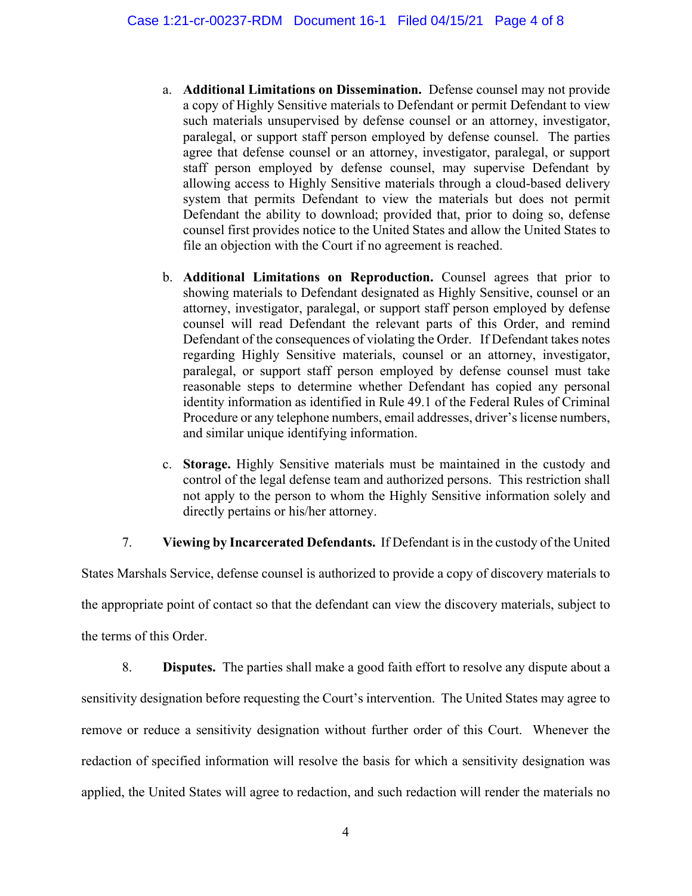a. **Additional Limitations on Dissemination.** Defense counsel may not provide a copy of Highly Sensitive materials to Defendant or permit Defendant to view such materials unsupervised by defense counsel or an attorney, investigator, paralegal, or support staff person employed by defense counsel. The parties agree that defense counsel or an attorney, investigator, paralegal, or support staff person employed by defense counsel, may supervise Defendant by allowing access to Highly Sensitive materials through a cloud-based delivery system that permits Defendant to view the materials but does not permit Defendant the ability to download; provided that, prior to doing so, defense counsel first provides notice to the United States and allow the United States to file an objection with the Court if no agreement is reached.

b. **Additional Limitations on Reproduction.** Counsel agrees that prior to showing materials to Defendant designated as Highly Sensitive, counsel or an attorney, investigator, paralegal, or support staff person employed by defense counsel will read Defendant the relevant parts of this Order, and remind Defendant of the consequences of violating the Order. If Defendant takes notes regarding Highly Sensitive materials, counsel or an attorney, investigator, paralegal, or support staff person employed by defense counsel must take reasonable steps to determine whether Defendant has copied any personal identity information as identified in Rule 49.1 of the Federal Rules of Criminal Procedure or any telephone numbers, email addresses, driver's license numbers, and similar unique identifying information.

c. **Storage.** Highly Sensitive materials must be maintained in the custody and control of the legal defense team and authorized persons. This restriction shall not apply to the person to whom the Highly Sensitive information solely and directly pertains or his/her attorney.

7. **Viewing by Incarcerated Defendants.** If Defendant is in the custody of the United States Marshals Service, defense counsel is authorized to provide a copy of discovery materials to the appropriate point of contact so that the defendant can view the discovery materials, subject to the terms of this Order.

8. **Disputes.** The parties shall make a good faith effort to resolve any dispute about a sensitivity designation before requesting the Court's intervention. The United States may agree to remove or reduce a sensitivity designation without further order of this Court. Whenever the redaction of specified information will resolve the basis for which a sensitivity designation was applied, the United States will agree to redaction, and such redaction will render the materials no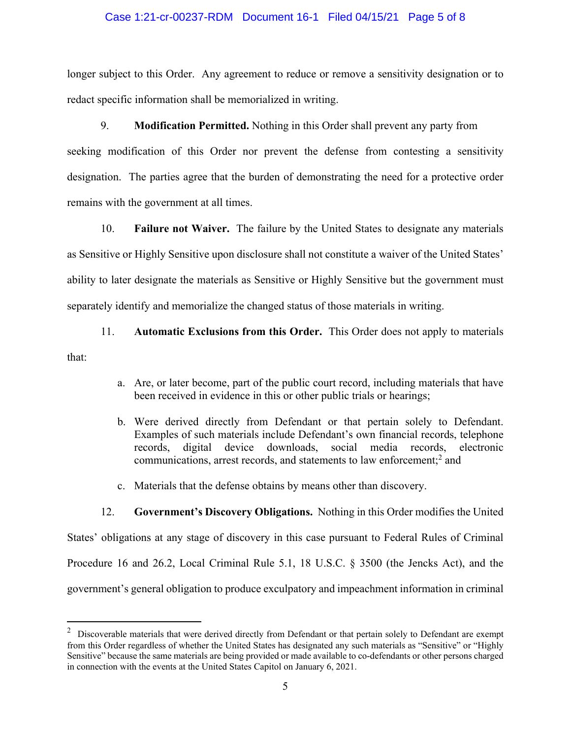longer subject to this Order. Any agreement to reduce or remove a sensitivity designation or to redact specific information shall be memorialized in writing.

9. **Modification Permitted.** Nothing in this Order shall prevent any party from seeking modification of this Order nor prevent the defense from contesting a sensitivity designation. The parties agree that the burden of demonstrating the need for a protective order remains with the government at all times.

10. **Failure not Waiver.** The failure by the United States to designate any materials as Sensitive or Highly Sensitive upon disclosure shall not constitute a waiver of the United States' ability to later designate the materials as Sensitive or Highly Sensitive but the government must separately identify and memorialize the changed status of those materials in writing.

11. **Automatic Exclusions from this Order.** This Order does not apply to materials that:

a. Are, or later become, part of the public court record, including materials that have been received in evidence in this or other public trials or hearings;

b. Were derived directly from Defendant or that pertain solely to Defendant. Examples of such materials include Defendant's own financial records, telephone records, digital device downloads, social media records, electronic communications, arrest records, and statements to law enforcement;[2] and

c. Materials that the defense obtains by means other than discovery.

12. **Government's Discovery Obligations.** Nothing in this Order modifies the United States' obligations at any stage of discovery in this case pursuant to Federal Rules of Criminal Procedure 16 and 26.2, Local Criminal Rule 5.1, 18 U.S.C. § 3500 (the Jencks Act), and the government's general obligation to produce exculpatory and impeachment information in criminal

---

[2] Discoverable materials that were derived directly from Defendant or that pertain solely to Defendant are exempt from this Order regardless of whether the United States has designated any such materials as "Sensitive" or "Highly Sensitive" because the same materials are being provided or made available to co-defendants or other persons charged in connection with the events at the United States Capitol on January 6, 2021.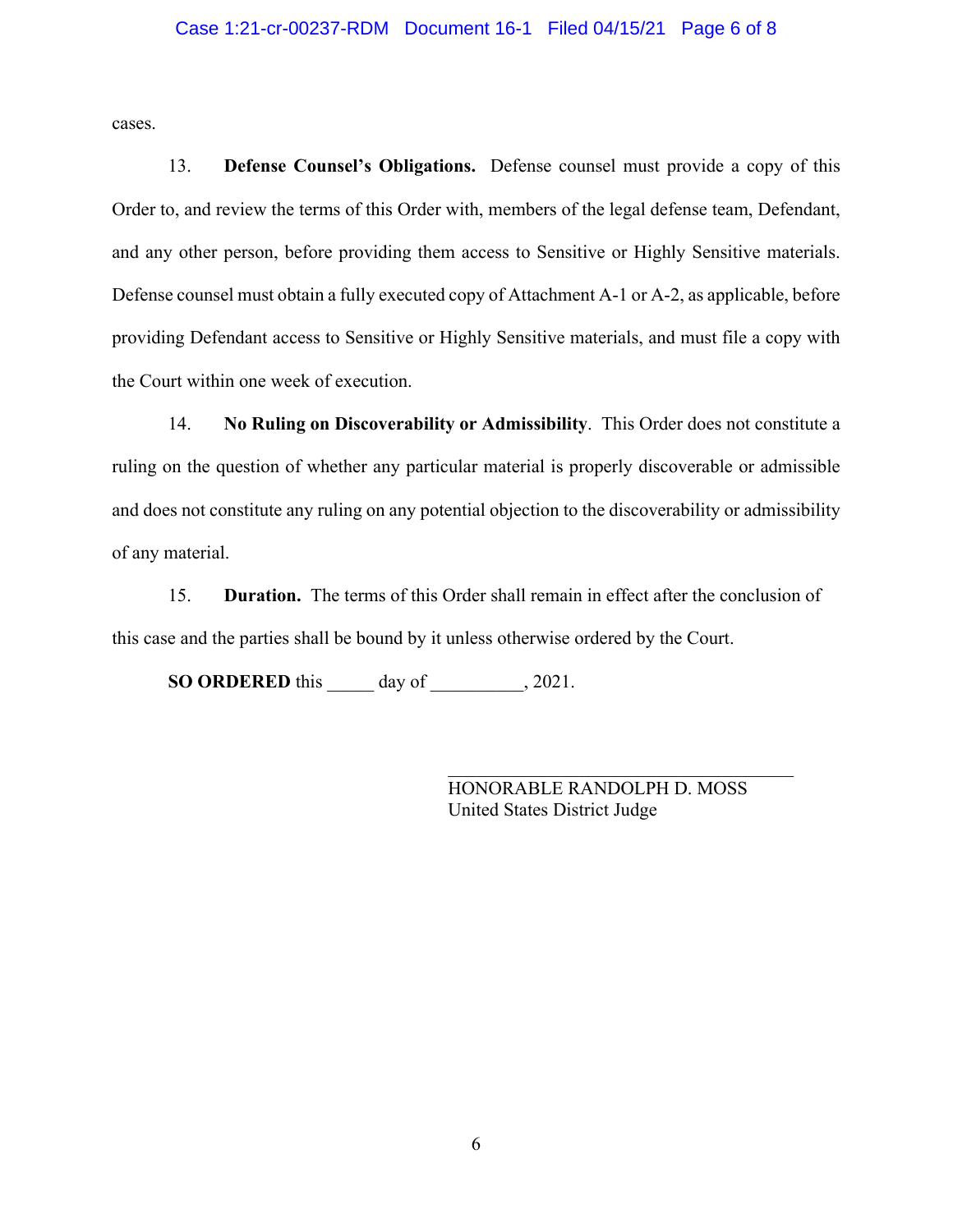cases.

13. **Defense Counsel's Obligations.** Defense counsel must provide a copy of this Order to, and review the terms of this Order with, members of the legal defense team, Defendant, and any other person, before providing them access to Sensitive or Highly Sensitive materials. Defense counsel must obtain a fully executed copy of Attachment A-1 or A-2, as applicable, before providing Defendant access to Sensitive or Highly Sensitive materials, and must file a copy with the Court within one week of execution.

14. **No Ruling on Discoverability or Admissibility**. This Order does not constitute a ruling on the question of whether any particular material is properly discoverable or admissible and does not constitute any ruling on any potential objection to the discoverability or admissibility of any material.

15. **Duration.** The terms of this Order shall remain in effect after the conclusion of this case and the parties shall be bound by it unless otherwise ordered by the Court.

**SO ORDERED** this _____ day of __________, 2021.

\_\_\_\_\_\_\_\_\_\_\_\_\_\_\_\_\_\_\_\_\_\_\_\_\_\_\_\_\_\_\_\_\_\_
HONORABLE RANDOLPH D. MOSS
United States District Judge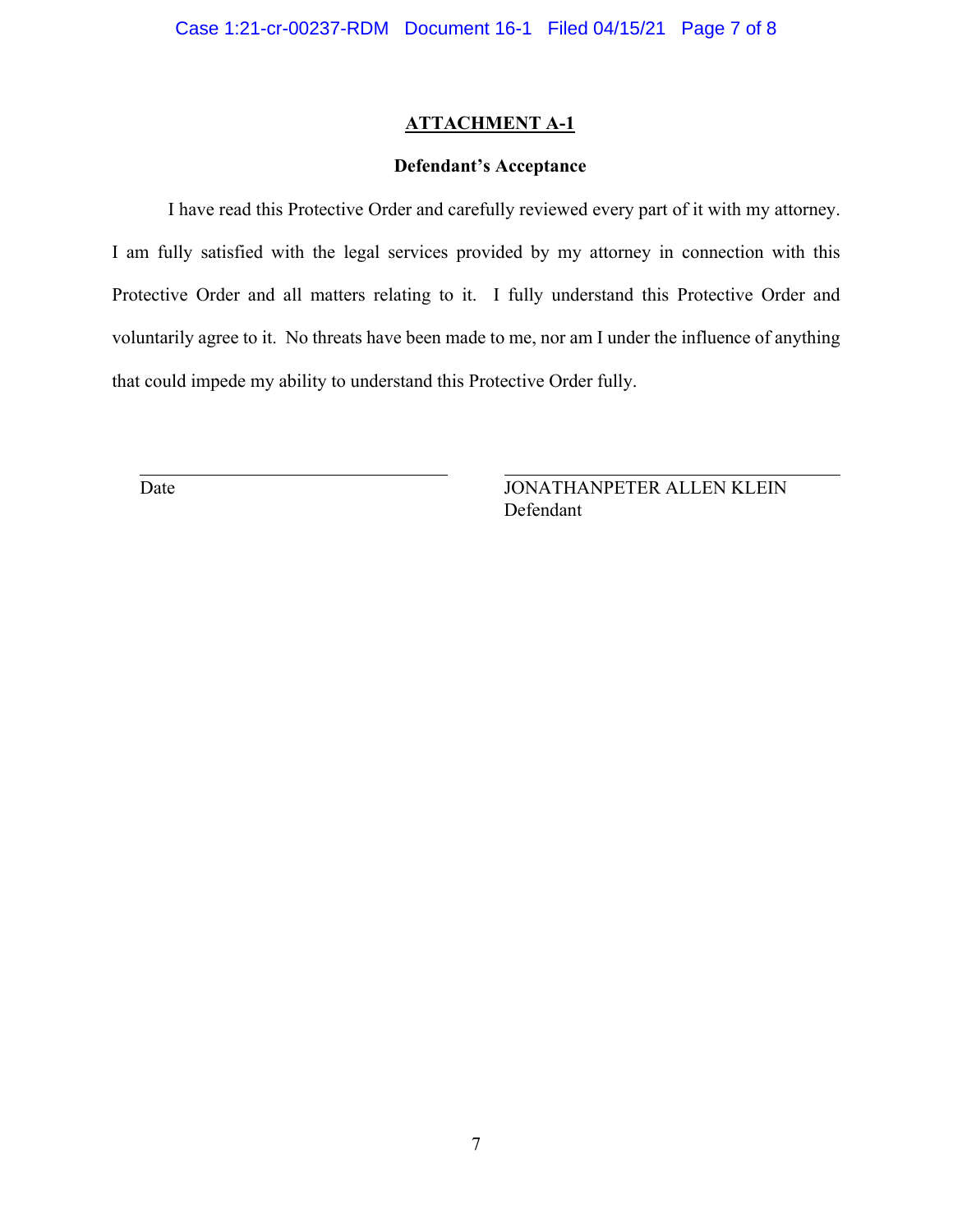## ATTACHMENT A-1

### Defendant's Acceptance

I have read this Protective Order and carefully reviewed every part of it with my attorney. I am fully satisfied with the legal services provided by my attorney in connection with this Protective Order and all matters relating to it. I fully understand this Protective Order and voluntarily agree to it. No threats have been made to me, nor am I under the influence of anything that could impede my ability to understand this Protective Order fully.

\_\_\_\_\_\_\_\_\_\_\_\_\_\_\_\_\_\_\_\_\_\_\_\_\_\_\_\_\_\_
Date

\_\_\_\_\_\_\_\_\_\_\_\_\_\_\_\_\_\_\_\_\_\_\_\_\_\_\_\_\_\_
JONATHANPETER ALLEN KLEIN
Defendant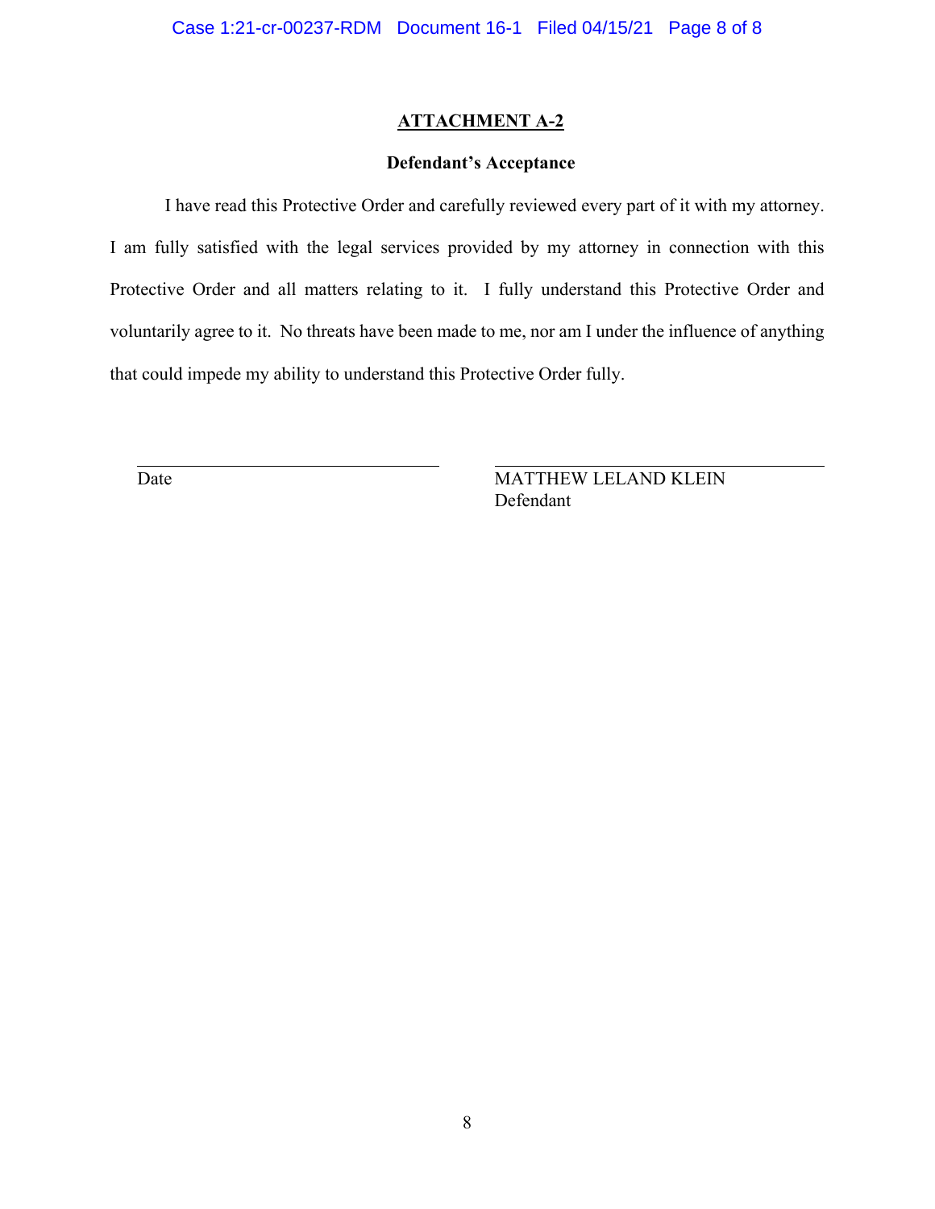## ATTACHMENT A-2

### Defendant's Acceptance

I have read this Protective Order and carefully reviewed every part of it with my attorney. I am fully satisfied with the legal services provided by my attorney in connection with this Protective Order and all matters relating to it. I fully understand this Protective Order and voluntarily agree to it. No threats have been made to me, nor am I under the influence of anything that could impede my ability to understand this Protective Order fully.

| | |
|---|---|
| \_\_\_\_\_\_\_\_\_\_\_\_\_\_\_\_\_\_\_\_\_\_\_\_\_\_\_\_\_\_ | \_\_\_\_\_\_\_\_\_\_\_\_\_\_\_\_\_\_\_\_\_\_\_\_\_\_\_\_\_\_ |
| Date | MATTHEW LELAND KLEIN<br>Defendant |